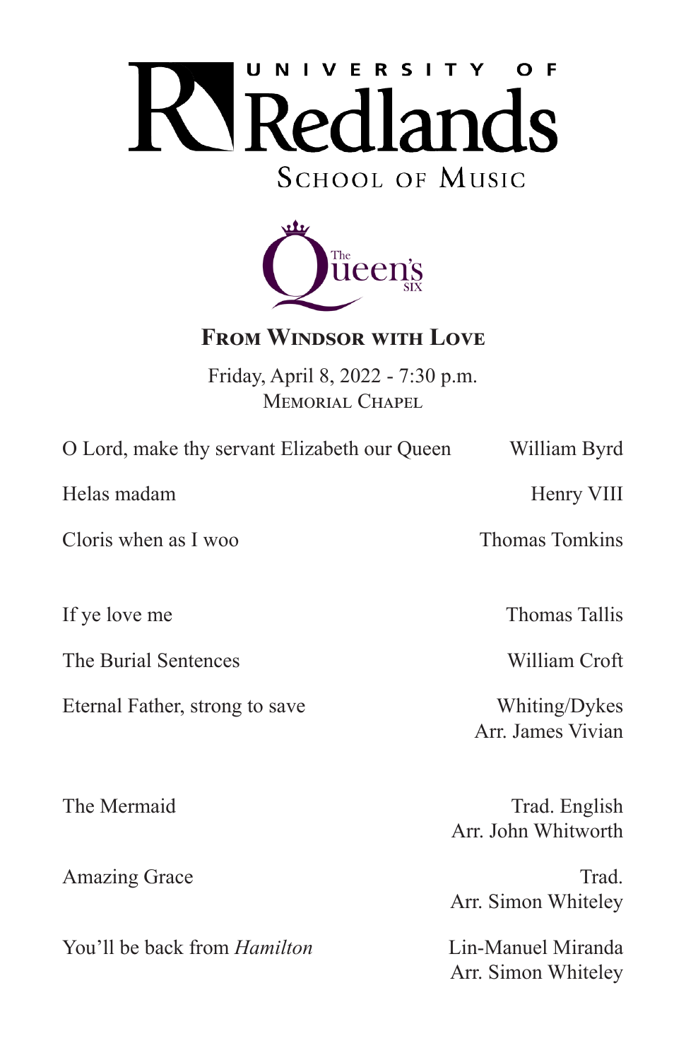# University of Redlands

## School of Music

The Queen's Six

### From Windsor with Love

Friday, April 8, 2022 - 7:30 p.m.
Memorial Chapel

| | |
|---|---|
| O Lord, make thy servant Elizabeth our Queen | William Byrd |
| Helas madam | Henry VIII |
| Cloris when as I woo | Thomas Tomkins |
| | |
| If ye love me | Thomas Tallis |
| The Burial Sentences | William Croft |
| Eternal Father, strong to save | Whiting/Dykes<br>Arr. James Vivian |
| | |
| The Mermaid | Trad. English<br>Arr. John Whitworth |
| Amazing Grace | Trad.<br>Arr. Simon Whiteley |
| You'll be back from *Hamilton* | Lin-Manuel Miranda<br>Arr. Simon Whiteley |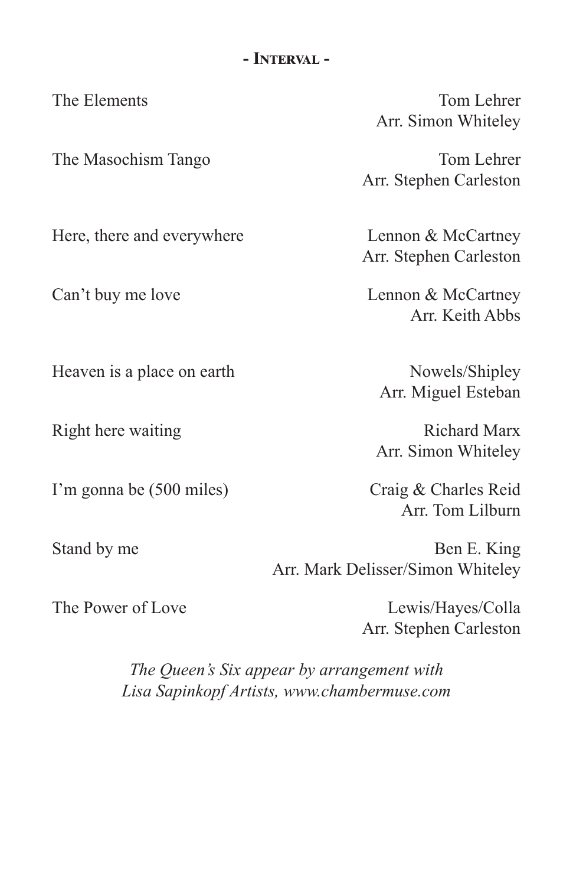**- Interval -**

| | |
|---|---|
| The Elements | Tom Lehrer<br>Arr. Simon Whiteley |
| The Masochism Tango | Tom Lehrer<br>Arr. Stephen Carleston |
| Here, there and everywhere | Lennon & McCartney<br>Arr. Stephen Carleston |
| Can't buy me love | Lennon & McCartney<br>Arr. Keith Abbs |
| Heaven is a place on earth | Nowels/Shipley<br>Arr. Miguel Esteban |
| Right here waiting | Richard Marx<br>Arr. Simon Whiteley |
| I'm gonna be (500 miles) | Craig & Charles Reid<br>Arr. Tom Lilburn |
| Stand by me | Ben E. King<br>Arr. Mark Delisser/Simon Whiteley |
| The Power of Love | Lewis/Hayes/Colla<br>Arr. Stephen Carleston |

*The Queen's Six appear by arrangement with*
*Lisa Sapinkopf Artists, www.chambermuse.com*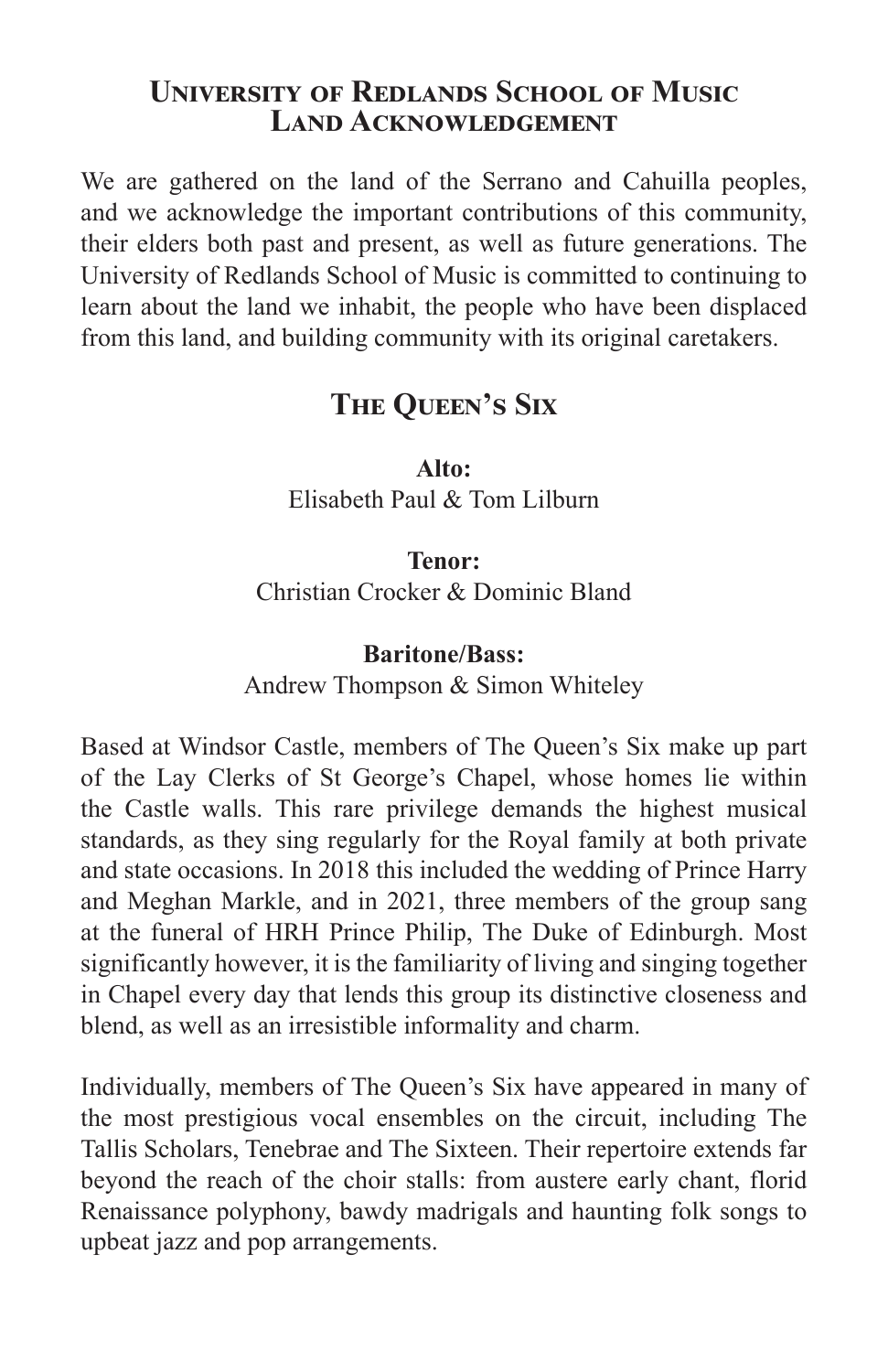## University of Redlands School of Music Land Acknowledgement

We are gathered on the land of the Serrano and Cahuilla peoples, and we acknowledge the important contributions of this community, their elders both past and present, as well as future generations. The University of Redlands School of Music is committed to continuing to learn about the land we inhabit, the people who have been displaced from this land, and building community with its original caretakers.

## The Queen's Six

**Alto:**
Elisabeth Paul & Tom Lilburn

**Tenor:**
Christian Crocker & Dominic Bland

**Baritone/Bass:**
Andrew Thompson & Simon Whiteley

Based at Windsor Castle, members of The Queen's Six make up part of the Lay Clerks of St George's Chapel, whose homes lie within the Castle walls. This rare privilege demands the highest musical standards, as they sing regularly for the Royal family at both private and state occasions. In 2018 this included the wedding of Prince Harry and Meghan Markle, and in 2021, three members of the group sang at the funeral of HRH Prince Philip, The Duke of Edinburgh. Most significantly however, it is the familiarity of living and singing together in Chapel every day that lends this group its distinctive closeness and blend, as well as an irresistible informality and charm.

Individually, members of The Queen's Six have appeared in many of the most prestigious vocal ensembles on the circuit, including The Tallis Scholars, Tenebrae and The Sixteen. Their repertoire extends far beyond the reach of the choir stalls: from austere early chant, florid Renaissance polyphony, bawdy madrigals and haunting folk songs to upbeat jazz and pop arrangements.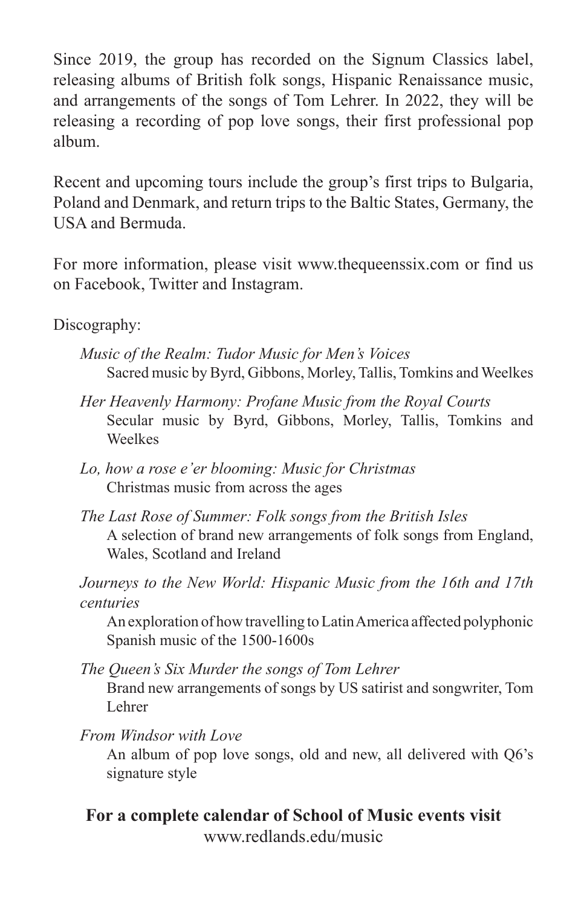Since 2019, the group has recorded on the Signum Classics label, releasing albums of British folk songs, Hispanic Renaissance music, and arrangements of the songs of Tom Lehrer. In 2022, they will be releasing a recording of pop love songs, their first professional pop album.

Recent and upcoming tours include the group's first trips to Bulgaria, Poland and Denmark, and return trips to the Baltic States, Germany, the USA and Bermuda.

For more information, please visit www.thequeenssix.com or find us on Facebook, Twitter and Instagram.

Discography:

*Music of the Realm: Tudor Music for Men's Voices*
Sacred music by Byrd, Gibbons, Morley, Tallis, Tomkins and Weelkes

*Her Heavenly Harmony: Profane Music from the Royal Courts*
Secular music by Byrd, Gibbons, Morley, Tallis, Tomkins and Weelkes

*Lo, how a rose e'er blooming: Music for Christmas*
Christmas music from across the ages

*The Last Rose of Summer: Folk songs from the British Isles*
A selection of brand new arrangements of folk songs from England, Wales, Scotland and Ireland

*Journeys to the New World: Hispanic Music from the 16th and 17th centuries*
An exploration of how travelling to Latin America affected polyphonic Spanish music of the 1500-1600s

*The Queen's Six Murder the songs of Tom Lehrer*
Brand new arrangements of songs by US satirist and songwriter, Tom Lehrer

*From Windsor with Love*
An album of pop love songs, old and new, all delivered with Q6's signature style

**For a complete calendar of School of Music events visit**
www.redlands.edu/music